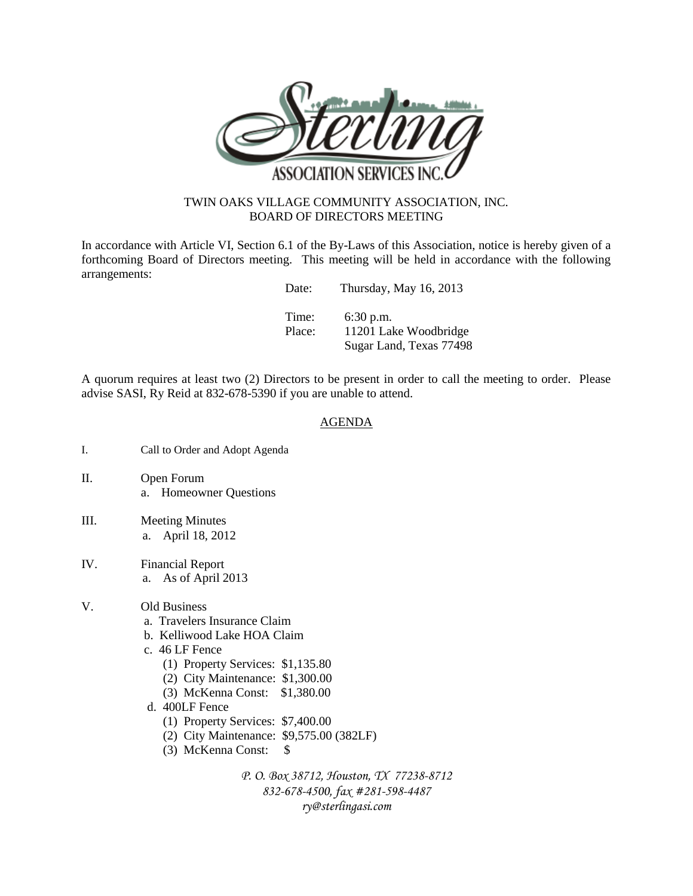TWIN OAKS VILLAGE COMMUNITY ASSOCIATION, INC.
BOARD OF DIRECTORS MEETING

In accordance with Article VI, Section 6.1 of the By-Laws of this Association, notice is hereby given of a forthcoming Board of Directors meeting. This meeting will be held in accordance with the following arrangements:

Date: Thursday, May 16, 2013

Time: 6:30 p.m.
Place: 11201 Lake Woodbridge
Sugar Land, Texas 77498

A quorum requires at least two (2) Directors to be present in order to call the meeting to order. Please advise SASI, Ry Reid at 832-678-5390 if you are unable to attend.

## AGENDA

I. Call to Order and Adopt Agenda

II. Open Forum
   a. Homeowner Questions

III. Meeting Minutes
   a. April 18, 2012

IV. Financial Report
   a. As of April 2013

V. Old Business
   a. Travelers Insurance Claim
   b. Kelliwood Lake HOA Claim
   c. 46 LF Fence
      (1) Property Services: $1,135.80
      (2) City Maintenance: $1,300.00
      (3) McKenna Const: $1,380.00
   d. 400LF Fence
      (1) Property Services: $7,400.00
      (2) City Maintenance: $9,575.00 (382LF)
      (3) McKenna Const: $

*P. O. Box 38712, Houston, TX 77238-8712*
*832-678-4500, fax #281-598-4487*
*ry@sterlingasi.com*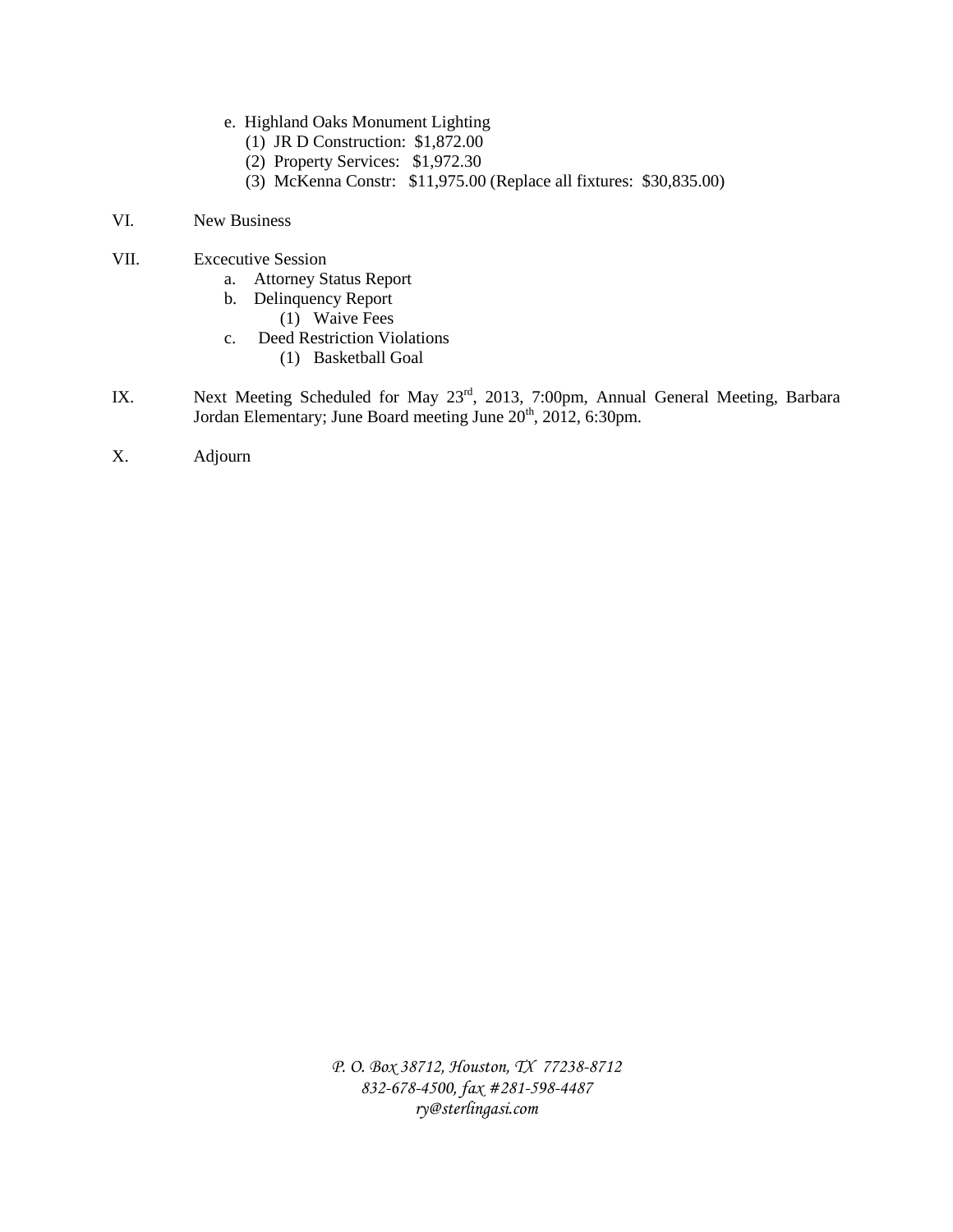e. Highland Oaks Monument Lighting
   (1) JR D Construction: $1,872.00
   (2) Property Services: $1,972.30
   (3) McKenna Constr: $11,975.00 (Replace all fixtures: $30,835.00)

VI. New Business

VII. Excecutive Session
   a. Attorney Status Report
   b. Delinquency Report
      (1) Waive Fees
   c. Deed Restriction Violations
      (1) Basketball Goal

IX. Next Meeting Scheduled for May 23rd, 2013, 7:00pm, Annual General Meeting, Barbara Jordan Elementary; June Board meeting June 20th, 2012, 6:30pm.

X. Adjourn

*P. O. Box 38712, Houston, TX 77238-8712*
*832-678-4500, fax #281-598-4487*
*ry@sterlingasi.com*